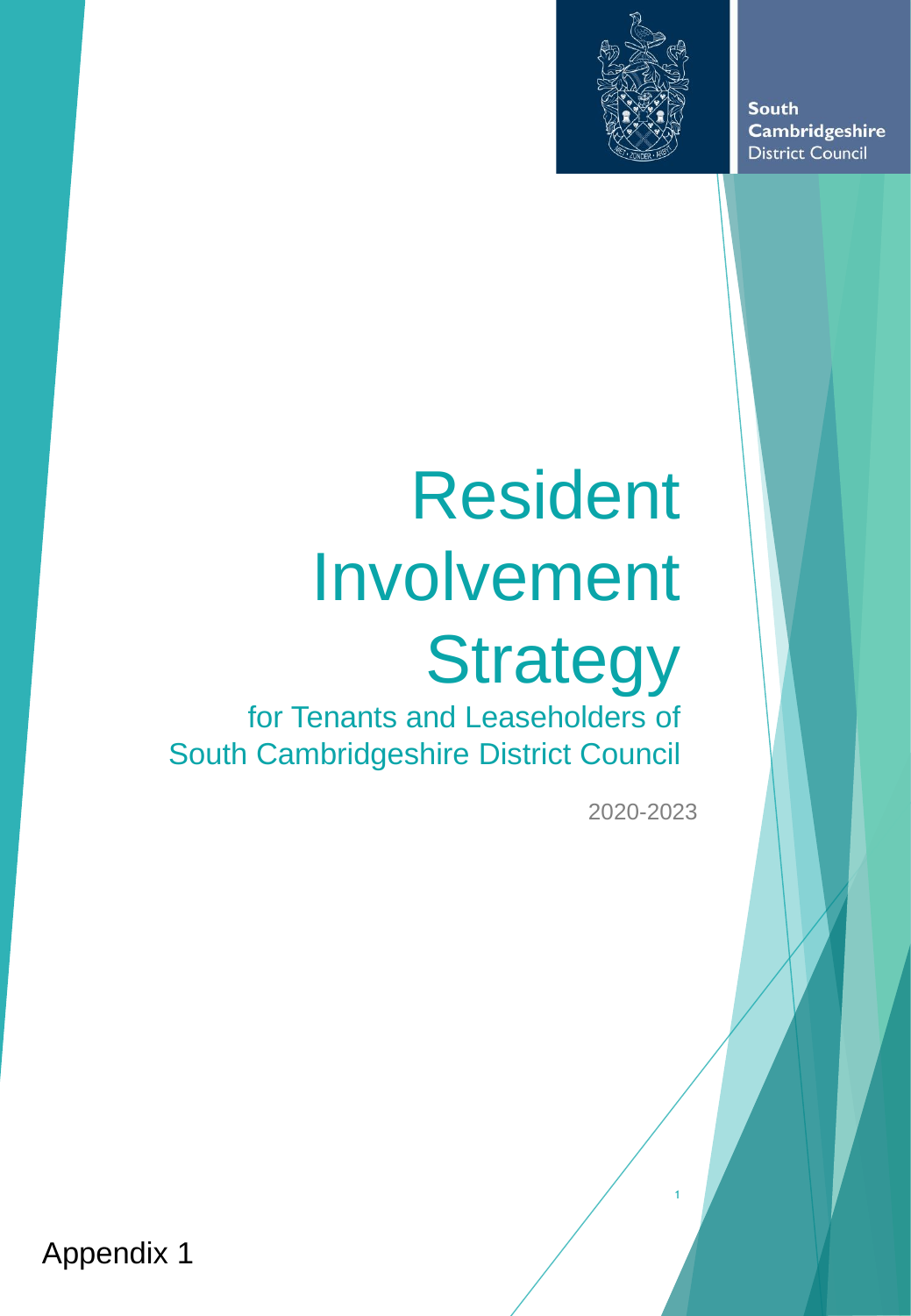South Cambridgeshire District Council

# Resident Involvement Strategy

## for Tenants and Leaseholders of South Cambridgeshire District Council

2020-2023

Appendix 1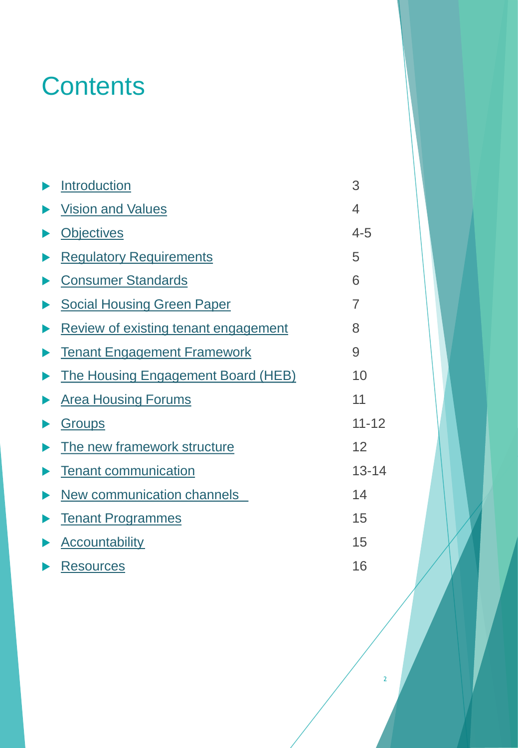# Contents

| | |
|---|---|
| Introduction | 3 |
| Vision and Values | 4 |
| Objectives | 4-5 |
| Regulatory Requirements | 5 |
| Consumer Standards | 6 |
| Social Housing Green Paper | 7 |
| Review of existing tenant engagement | 8 |
| Tenant Engagement Framework | 9 |
| The Housing Engagement Board (HEB) | 10 |
| Area Housing Forums | 11 |
| Groups | 11-12 |
| The new framework structure | 12 |
| Tenant communication | 13-14 |
| New communication channels | 14 |
| Tenant Programmes | 15 |
| Accountability | 15 |
| Resources | 16 |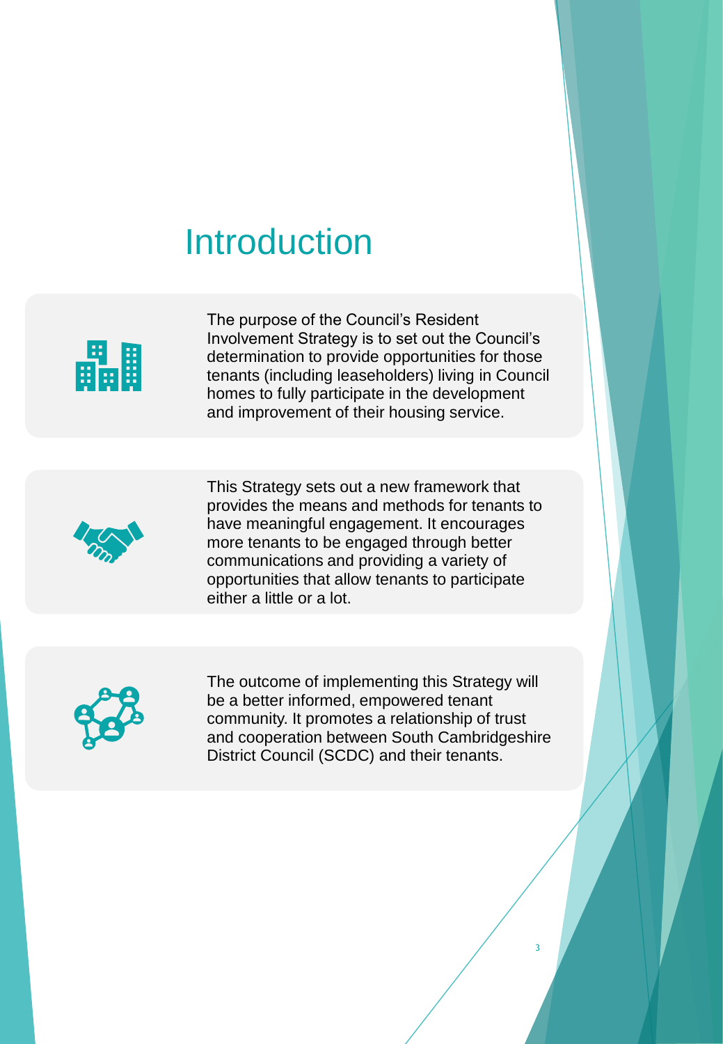# Introduction

The purpose of the Council's Resident Involvement Strategy is to set out the Council's determination to provide opportunities for those tenants (including leaseholders) living in Council homes to fully participate in the development and improvement of their housing service.

This Strategy sets out a new framework that provides the means and methods for tenants to have meaningful engagement. It encourages more tenants to be engaged through better communications and providing a variety of opportunities that allow tenants to participate either a little or a lot.

The outcome of implementing this Strategy will be a better informed, empowered tenant community. It promotes a relationship of trust and cooperation between South Cambridgeshire District Council (SCDC) and their tenants.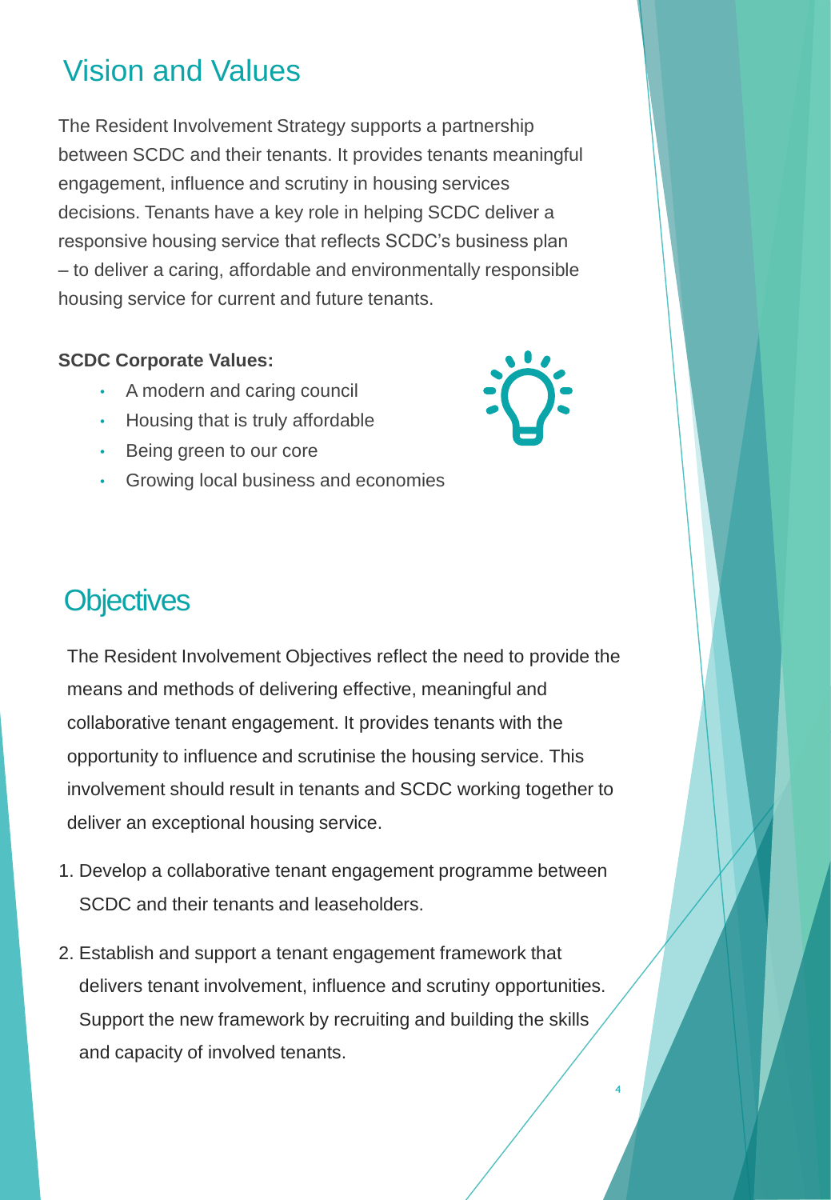## Vision and Values

The Resident Involvement Strategy supports a partnership between SCDC and their tenants. It provides tenants meaningful engagement, influence and scrutiny in housing services decisions. Tenants have a key role in helping SCDC deliver a responsive housing service that reflects SCDC's business plan – to deliver a caring, affordable and environmentally responsible housing service for current and future tenants.

**SCDC Corporate Values:**

- A modern and caring council
- Housing that is truly affordable
- Being green to our core
- Growing local business and economies

## Objectives

The Resident Involvement Objectives reflect the need to provide the means and methods of delivering effective, meaningful and collaborative tenant engagement. It provides tenants with the opportunity to influence and scrutinise the housing service. This involvement should result in tenants and SCDC working together to deliver an exceptional housing service.

1. Develop a collaborative tenant engagement programme between SCDC and their tenants and leaseholders.
2. Establish and support a tenant engagement framework that delivers tenant involvement, influence and scrutiny opportunities. Support the new framework by recruiting and building the skills and capacity of involved tenants.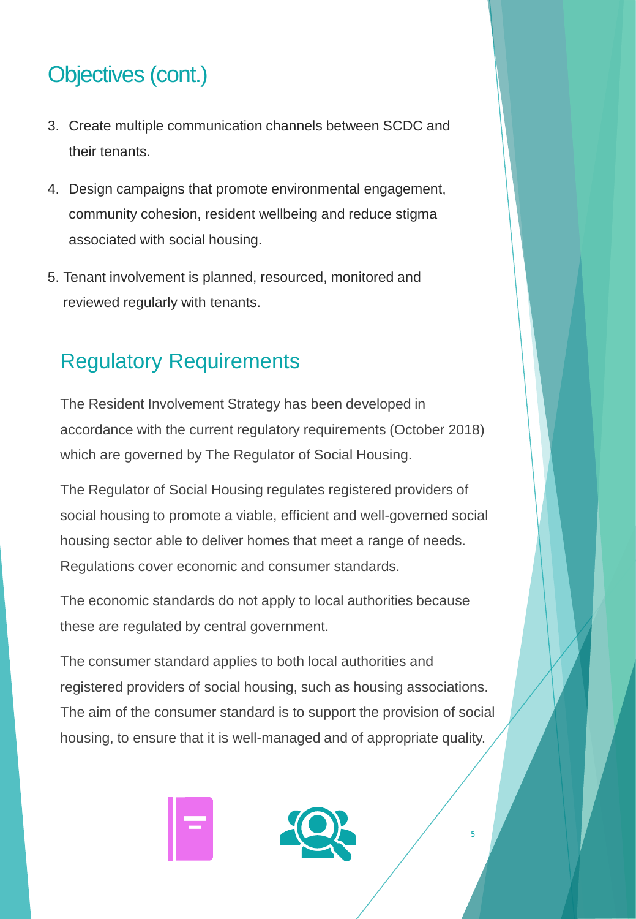## Objectives (cont.)

3. Create multiple communication channels between SCDC and their tenants.
4. Design campaigns that promote environmental engagement, community cohesion, resident wellbeing and reduce stigma associated with social housing.
5. Tenant involvement is planned, resourced, monitored and reviewed regularly with tenants.

## Regulatory Requirements

The Resident Involvement Strategy has been developed in accordance with the current regulatory requirements (October 2018) which are governed by The Regulator of Social Housing.

The Regulator of Social Housing regulates registered providers of social housing to promote a viable, efficient and well-governed social housing sector able to deliver homes that meet a range of needs. Regulations cover economic and consumer standards.

The economic standards do not apply to local authorities because these are regulated by central government.

The consumer standard applies to both local authorities and registered providers of social housing, such as housing associations. The aim of the consumer standard is to support the provision of social housing, to ensure that it is well-managed and of appropriate quality.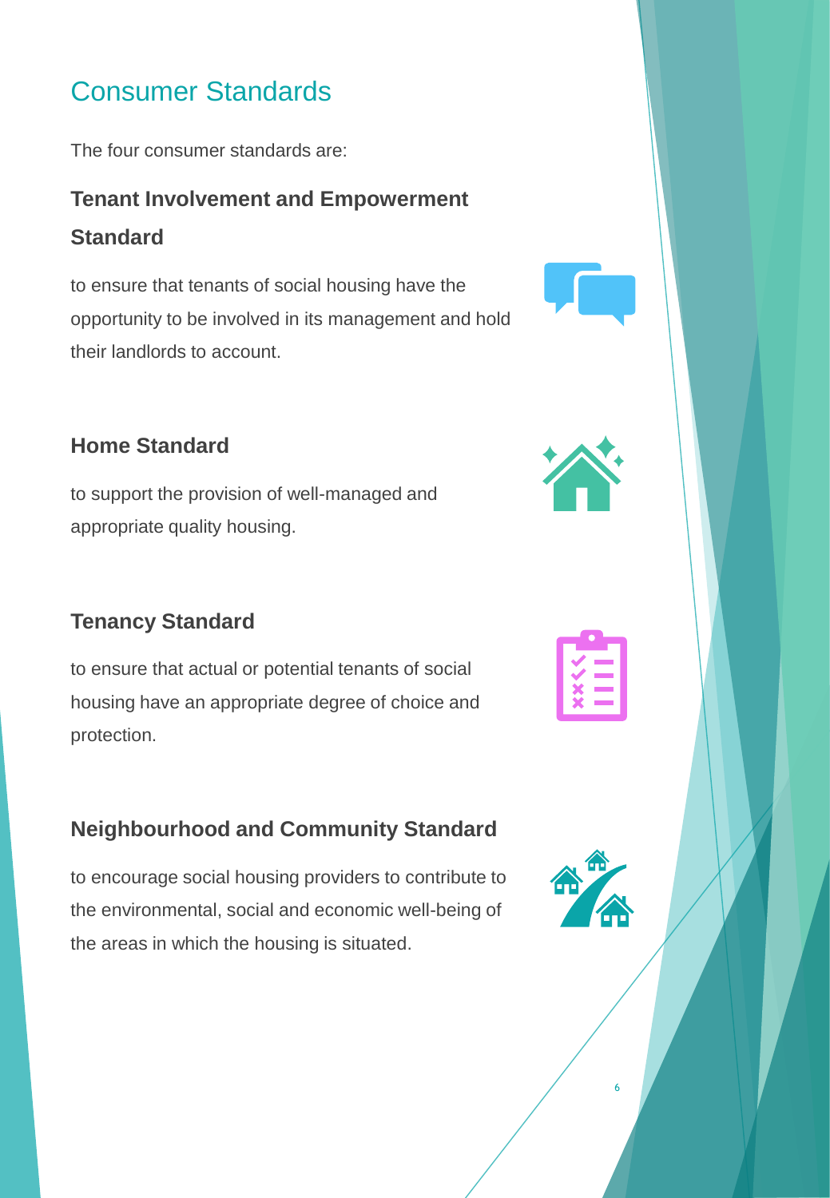# Consumer Standards

The four consumer standards are:

### Tenant Involvement and Empowerment Standard

to ensure that tenants of social housing have the opportunity to be involved in its management and hold their landlords to account.

### Home Standard

to support the provision of well-managed and appropriate quality housing.

### Tenancy Standard

to ensure that actual or potential tenants of social housing have an appropriate degree of choice and protection.

### Neighbourhood and Community Standard

to encourage social housing providers to contribute to the environmental, social and economic well-being of the areas in which the housing is situated.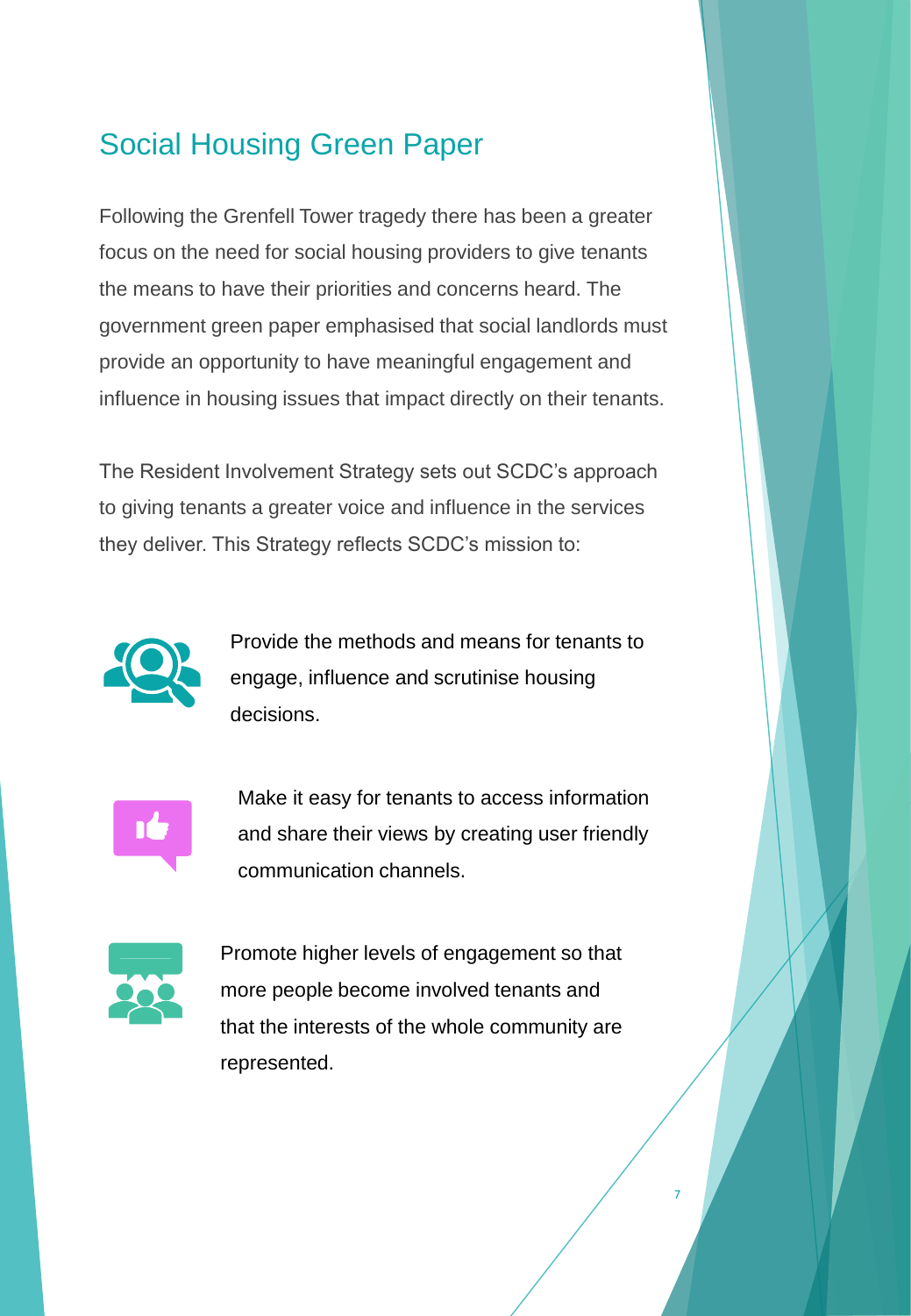## Social Housing Green Paper

Following the Grenfell Tower tragedy there has been a greater focus on the need for social housing providers to give tenants the means to have their priorities and concerns heard. The government green paper emphasised that social landlords must provide an opportunity to have meaningful engagement and influence in housing issues that impact directly on their tenants.

The Resident Involvement Strategy sets out SCDC's approach to giving tenants a greater voice and influence in the services they deliver. This Strategy reflects SCDC's mission to:

- Provide the methods and means for tenants to engage, influence and scrutinise housing decisions.
- Make it easy for tenants to access information and share their views by creating user friendly communication channels.
- Promote higher levels of engagement so that more people become involved tenants and that the interests of the whole community are represented.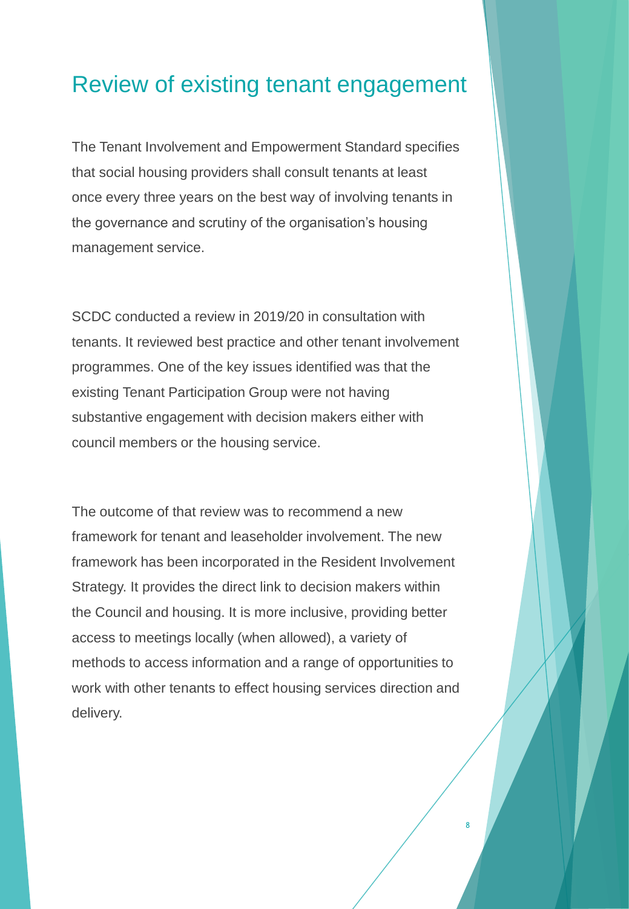# Review of existing tenant engagement

The Tenant Involvement and Empowerment Standard specifies that social housing providers shall consult tenants at least once every three years on the best way of involving tenants in the governance and scrutiny of the organisation's housing management service.

SCDC conducted a review in 2019/20 in consultation with tenants. It reviewed best practice and other tenant involvement programmes. One of the key issues identified was that the existing Tenant Participation Group were not having substantive engagement with decision makers either with council members or the housing service.

The outcome of that review was to recommend a new framework for tenant and leaseholder involvement. The new framework has been incorporated in the Resident Involvement Strategy. It provides the direct link to decision makers within the Council and housing. It is more inclusive, providing better access to meetings locally (when allowed), a variety of methods to access information and a range of opportunities to work with other tenants to effect housing services direction and delivery.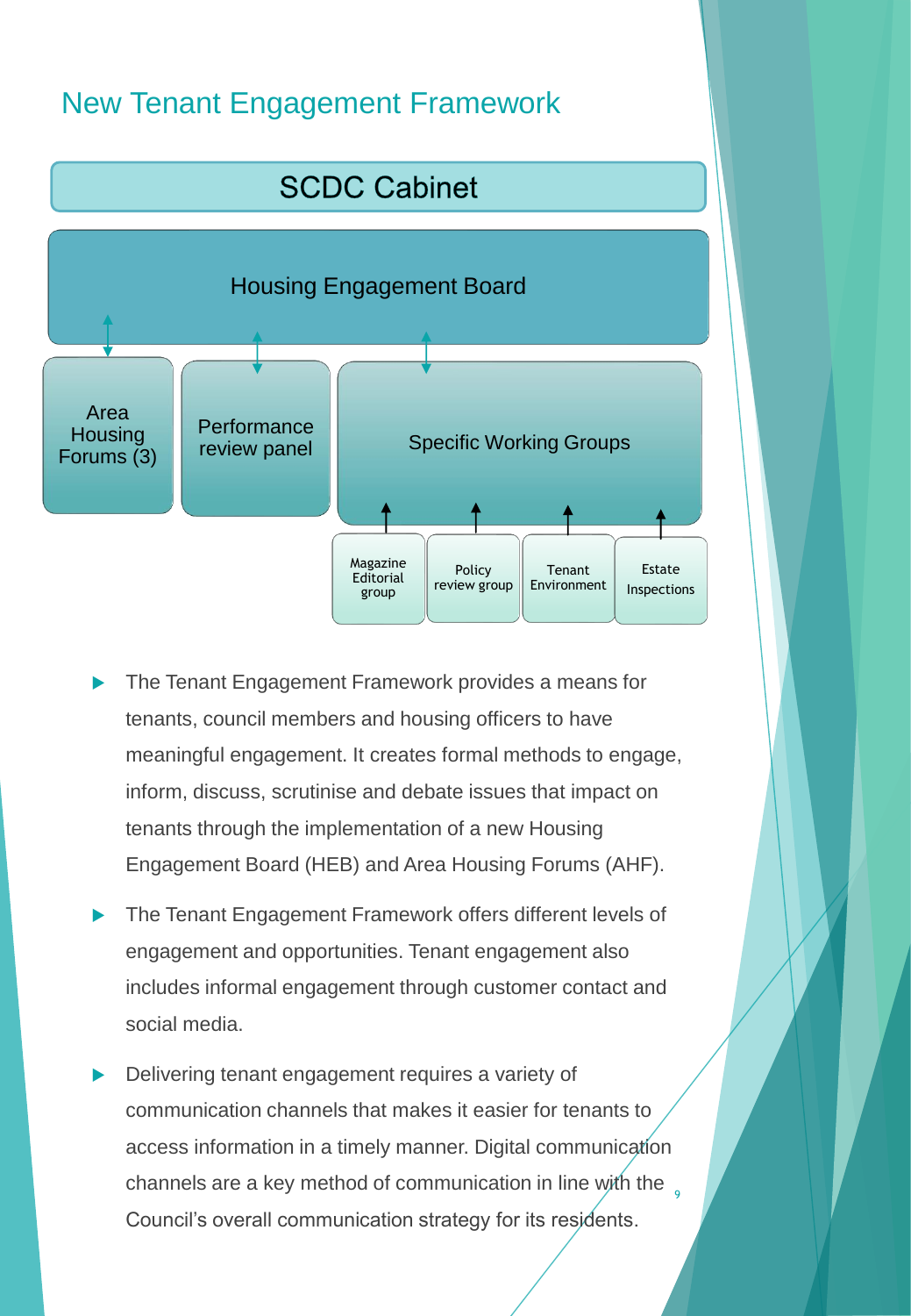# New Tenant Engagement Framework

SCDC Cabinet

Housing Engagement Board

- Area Housing Forums (3)
- Performance review panel
- Specific Working Groups
  - Magazine Editorial group
  - Policy review group
  - Tenant Environment
  - Estate Inspections

- The Tenant Engagement Framework provides a means for tenants, council members and housing officers to have meaningful engagement. It creates formal methods to engage, inform, discuss, scrutinise and debate issues that impact on tenants through the implementation of a new Housing Engagement Board (HEB) and Area Housing Forums (AHF).
- The Tenant Engagement Framework offers different levels of engagement and opportunities. Tenant engagement also includes informal engagement through customer contact and social media.
- Delivering tenant engagement requires a variety of communication channels that makes it easier for tenants to access information in a timely manner. Digital communication channels are a key method of communication in line with the Council's overall communication strategy for its residents.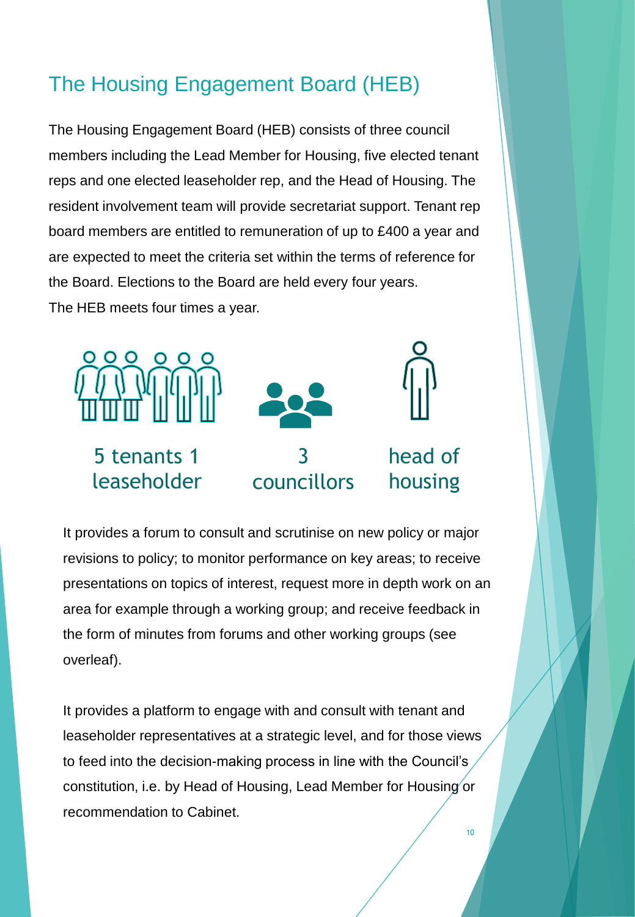# The Housing Engagement Board (HEB)

The Housing Engagement Board (HEB) consists of three council members including the Lead Member for Housing, five elected tenant reps and one elected leaseholder rep, and the Head of Housing. The resident involvement team will provide secretariat support. Tenant rep board members are entitled to remuneration of up to £400 a year and are expected to meet the criteria set within the terms of reference for the Board. Elections to the Board are held every four years.
The HEB meets four times a year.

5 tenants 1 leaseholder

3 councillors

head of housing

It provides a forum to consult and scrutinise on new policy or major revisions to policy; to monitor performance on key areas; to receive presentations on topics of interest, request more in depth work on an area for example through a working group; and receive feedback in the form of minutes from forums and other working groups (see overleaf).

It provides a platform to engage with and consult with tenant and leaseholder representatives at a strategic level, and for those views to feed into the decision-making process in line with the Council's constitution, i.e. by Head of Housing, Lead Member for Housing or recommendation to Cabinet.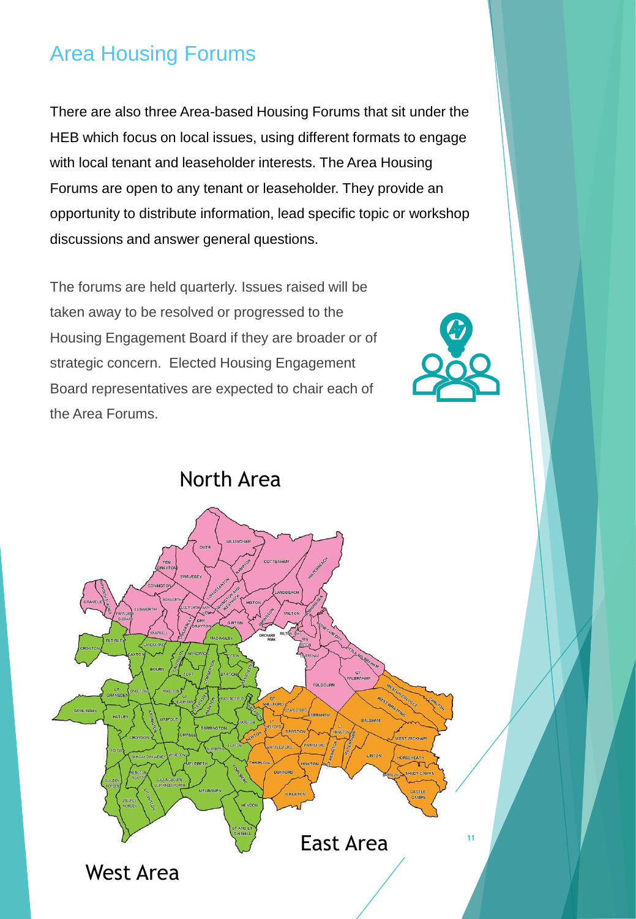## Area Housing Forums

There are also three Area-based Housing Forums that sit under the HEB which focus on local issues, using different formats to engage with local tenant and leaseholder interests. The Area Housing Forums are open to any tenant or leaseholder. They provide an opportunity to distribute information, lead specific topic or workshop discussions and answer general questions.

The forums are held quarterly. Issues raised will be taken away to be resolved or progressed to the Housing Engagement Board if they are broader or of strategic concern. Elected Housing Engagement Board representatives are expected to chair each of the Area Forums.

North Area

East Area

West Area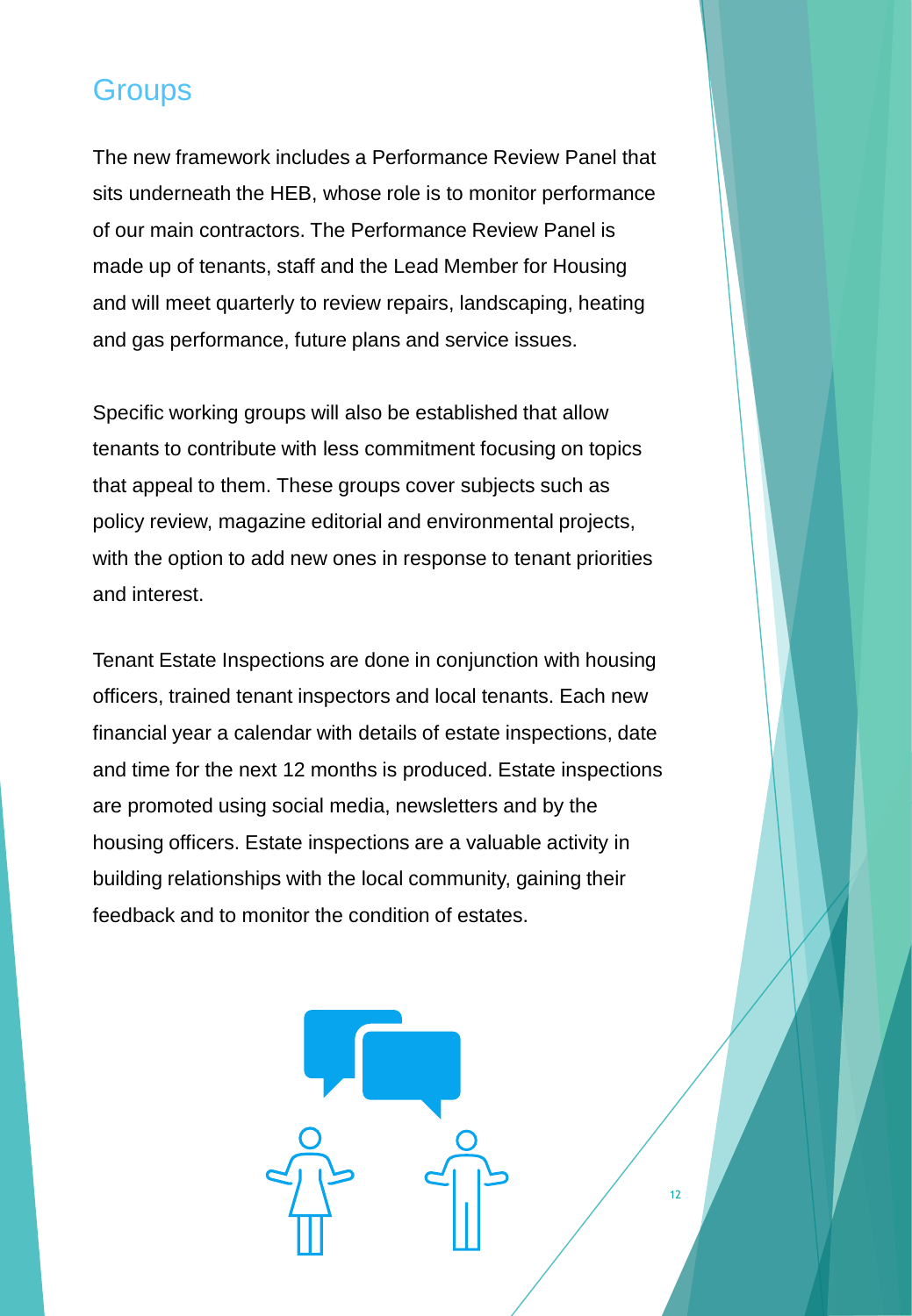## Groups

The new framework includes a Performance Review Panel that sits underneath the HEB, whose role is to monitor performance of our main contractors. The Performance Review Panel is made up of tenants, staff and the Lead Member for Housing and will meet quarterly to review repairs, landscaping, heating and gas performance, future plans and service issues.

Specific working groups will also be established that allow tenants to contribute with less commitment focusing on topics that appeal to them. These groups cover subjects such as policy review, magazine editorial and environmental projects, with the option to add new ones in response to tenant priorities and interest.

Tenant Estate Inspections are done in conjunction with housing officers, trained tenant inspectors and local tenants. Each new financial year a calendar with details of estate inspections, date and time for the next 12 months is produced. Estate inspections are promoted using social media, newsletters and by the housing officers. Estate inspections are a valuable activity in building relationships with the local community, gaining their feedback and to monitor the condition of estates.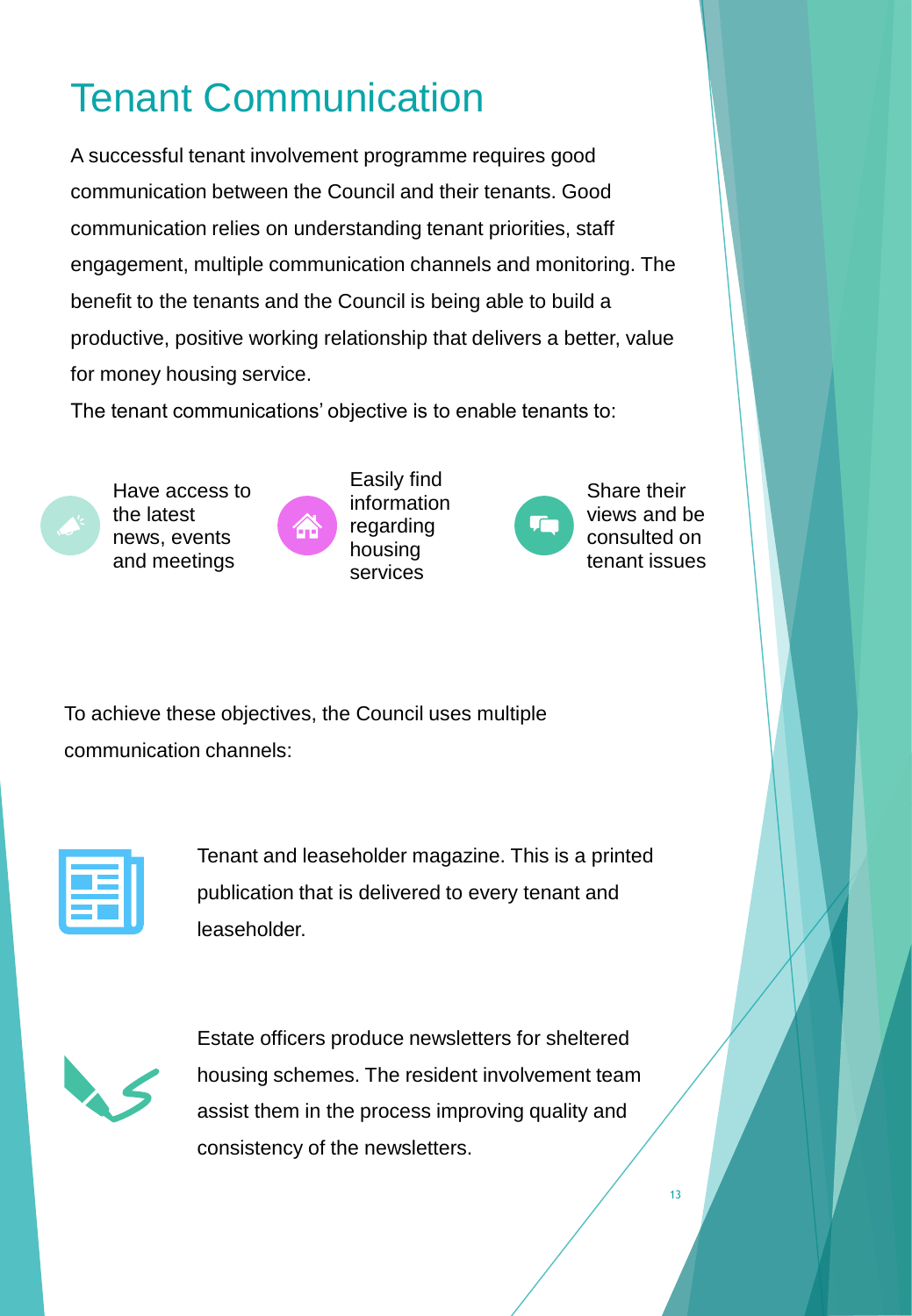# Tenant Communication

A successful tenant involvement programme requires good communication between the Council and their tenants. Good communication relies on understanding tenant priorities, staff engagement, multiple communication channels and monitoring. The benefit to the tenants and the Council is being able to build a productive, positive working relationship that delivers a better, value for money housing service.

The tenant communications' objective is to enable tenants to:

- Have access to the latest news, events and meetings
- Easily find information regarding housing services
- Share their views and be consulted on tenant issues

To achieve these objectives, the Council uses multiple communication channels:

Tenant and leaseholder magazine. This is a printed publication that is delivered to every tenant and leaseholder.

Estate officers produce newsletters for sheltered housing schemes. The resident involvement team assist them in the process improving quality and consistency of the newsletters.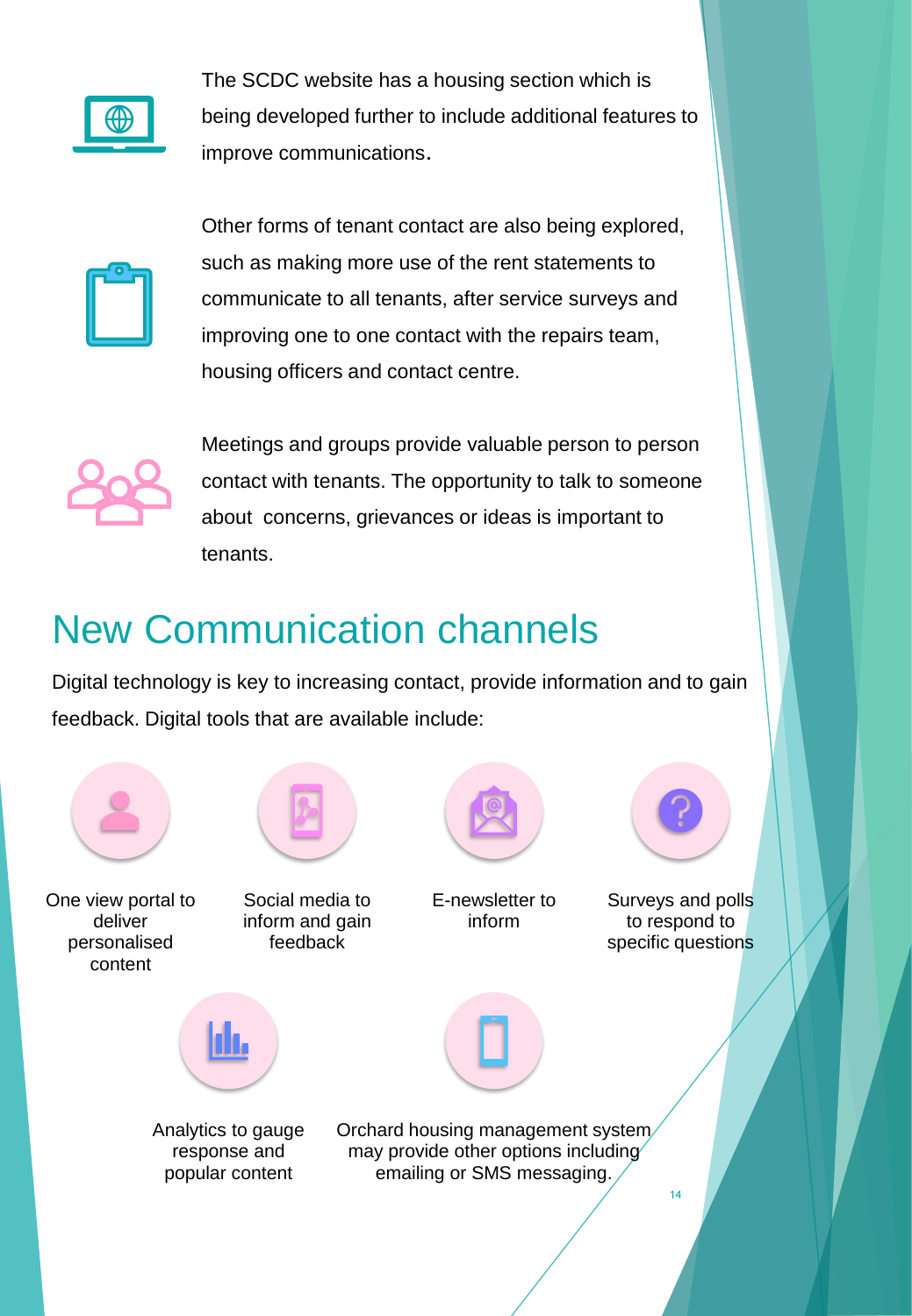The SCDC website has a housing section which is being developed further to include additional features to improve communications.

Other forms of tenant contact are also being explored, such as making more use of the rent statements to communicate to all tenants, after service surveys and improving one to one contact with the repairs team, housing officers and contact centre.

Meetings and groups provide valuable person to person contact with tenants. The opportunity to talk to someone about concerns, grievances or ideas is important to tenants.

# New Communication channels

Digital technology is key to increasing contact, provide information and to gain feedback. Digital tools that are available include:

- One view portal to deliver personalised content
- Social media to inform and gain feedback
- E-newsletter to inform
- Surveys and polls to respond to specific questions
- Analytics to gauge response and popular content
- Orchard housing management system may provide other options including emailing or SMS messaging.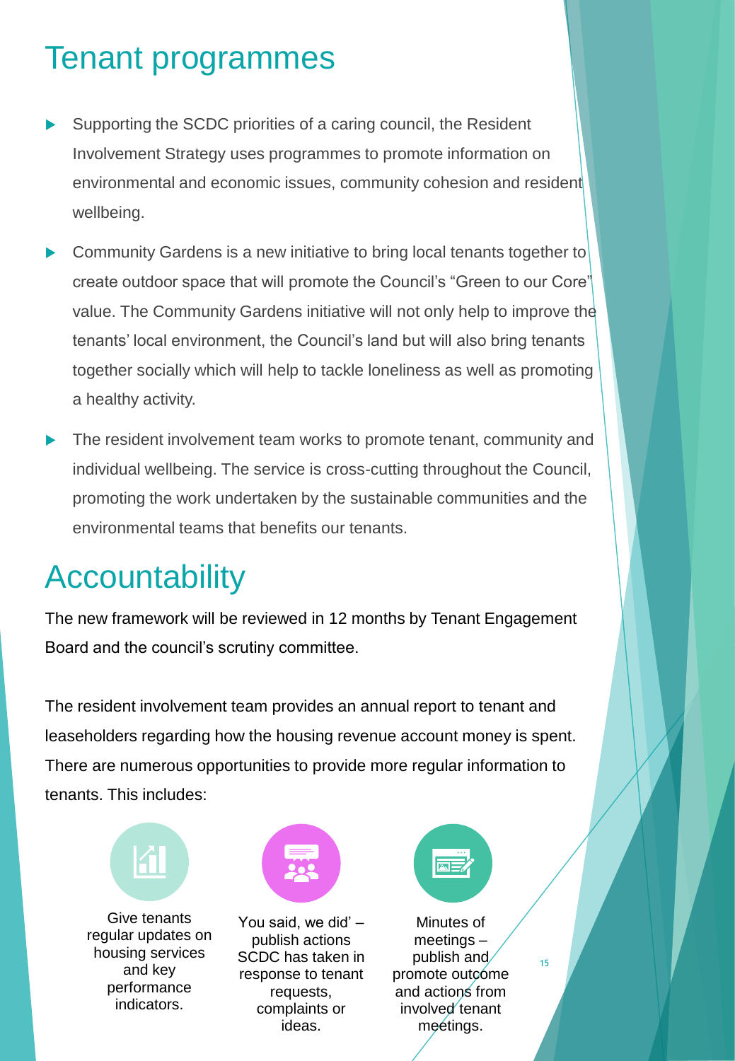# Tenant programmes

- Supporting the SCDC priorities of a caring council, the Resident Involvement Strategy uses programmes to promote information on environmental and economic issues, community cohesion and resident wellbeing.
- Community Gardens is a new initiative to bring local tenants together to create outdoor space that will promote the Council's "Green to our Core" value. The Community Gardens initiative will not only help to improve the tenants' local environment, the Council's land but will also bring tenants together socially which will help to tackle loneliness as well as promoting a healthy activity.
- The resident involvement team works to promote tenant, community and individual wellbeing. The service is cross-cutting throughout the Council, promoting the work undertaken by the sustainable communities and the environmental teams that benefits our tenants.

# Accountability

The new framework will be reviewed in 12 months by Tenant Engagement Board and the council's scrutiny committee.

The resident involvement team provides an annual report to tenant and leaseholders regarding how the housing revenue account money is spent. There are numerous opportunities to provide more regular information to tenants. This includes:

- Give tenants regular updates on housing services and key performance indicators.
- You said, we did' – publish actions SCDC has taken in response to tenant requests, complaints or ideas.
- Minutes of meetings – publish and promote outcome and actions from involved tenant meetings.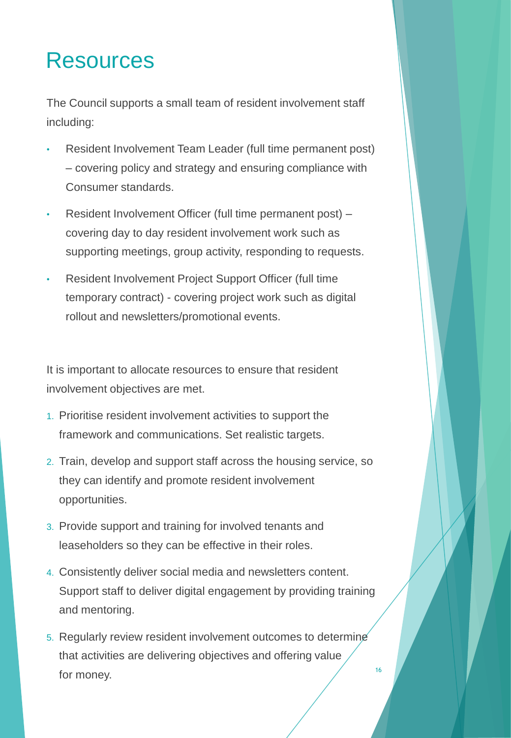# Resources

The Council supports a small team of resident involvement staff including:

- Resident Involvement Team Leader (full time permanent post) – covering policy and strategy and ensuring compliance with Consumer standards.
- Resident Involvement Officer (full time permanent post) – covering day to day resident involvement work such as supporting meetings, group activity, responding to requests.
- Resident Involvement Project Support Officer (full time temporary contract) - covering project work such as digital rollout and newsletters/promotional events.

It is important to allocate resources to ensure that resident involvement objectives are met.

1. Prioritise resident involvement activities to support the framework and communications. Set realistic targets.
2. Train, develop and support staff across the housing service, so they can identify and promote resident involvement opportunities.
3. Provide support and training for involved tenants and leaseholders so they can be effective in their roles.
4. Consistently deliver social media and newsletters content. Support staff to deliver digital engagement by providing training and mentoring.
5. Regularly review resident involvement outcomes to determine that activities are delivering objectives and offering value for money.